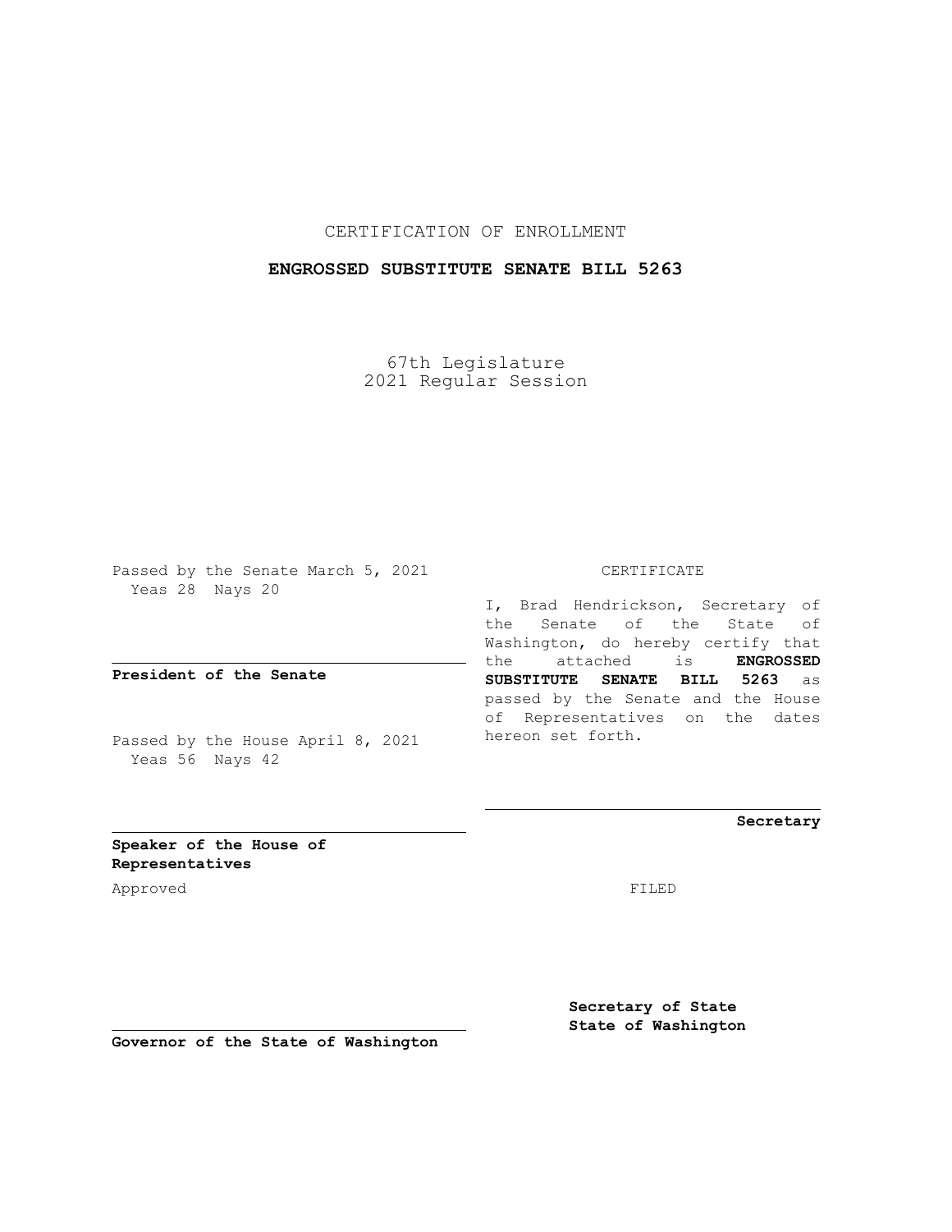CERTIFICATION OF ENROLLMENT

**ENGROSSED SUBSTITUTE SENATE BILL 5263**

67th Legislature
2021 Regular Session

Passed by the Senate March 5, 2021
Yeas 28 Nays 20

**President of the Senate**

Passed by the House April 8, 2021
Yeas 56 Nays 42

**Speaker of the House of Representatives**

Approved

**Governor of the State of Washington**

CERTIFICATE

I, Brad Hendrickson, Secretary of the Senate of the State of Washington, do hereby certify that the attached is **ENGROSSED SUBSTITUTE SENATE BILL 5263** as passed by the Senate and the House of Representatives on the dates hereon set forth.

**Secretary**

FILED

**Secretary of State**
**State of Washington**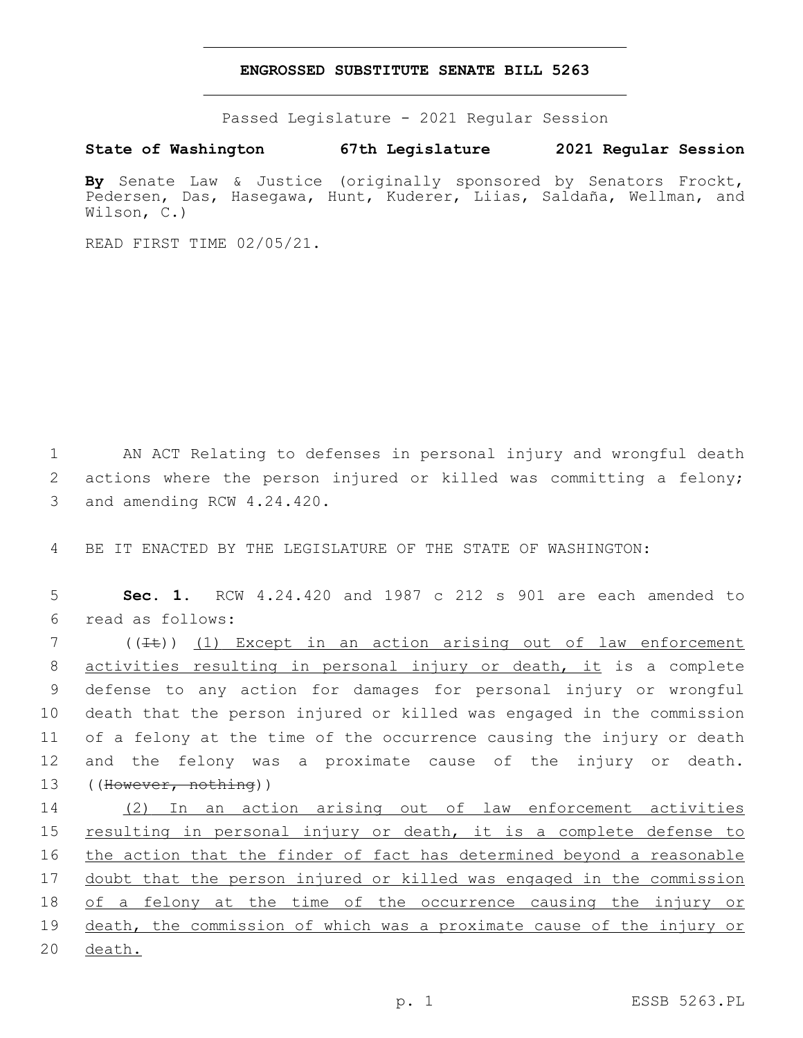**ENGROSSED SUBSTITUTE SENATE BILL 5263**

Passed Legislature - 2021 Regular Session

**State of Washington 67th Legislature 2021 Regular Session**

**By** Senate Law & Justice (originally sponsored by Senators Frockt, Pedersen, Das, Hasegawa, Hunt, Kuderer, Liias, Saldaña, Wellman, and Wilson, C.)

READ FIRST TIME 02/05/21.

1 AN ACT Relating to defenses in personal injury and wrongful death
2 actions where the person injured or killed was committing a felony;
3 and amending RCW 4.24.420.

4 BE IT ENACTED BY THE LEGISLATURE OF THE STATE OF WASHINGTON:

5 **Sec. 1.** RCW 4.24.420 and 1987 c 212 s 901 are each amended to
6 read as follows:

7 ((~~It~~)) <u>(1) Except in an action arising out of law enforcement</u>
8 <u>activities resulting in personal injury or death, it</u> is a complete
9 defense to any action for damages for personal injury or wrongful
10 death that the person injured or killed was engaged in the commission
11 of a felony at the time of the occurrence causing the injury or death
12 and the felony was a proximate cause of the injury or death.
13 ((~~However, nothing~~))

14 <u>(2) In an action arising out of law enforcement activities</u>
15 <u>resulting in personal injury or death, it is a complete defense to</u>
16 <u>the action that the finder of fact has determined beyond a reasonable</u>
17 <u>doubt that the person injured or killed was engaged in the commission</u>
18 <u>of a felony at the time of the occurrence causing the injury or</u>
19 <u>death, the commission of which was a proximate cause of the injury or</u>
20 <u>death.</u>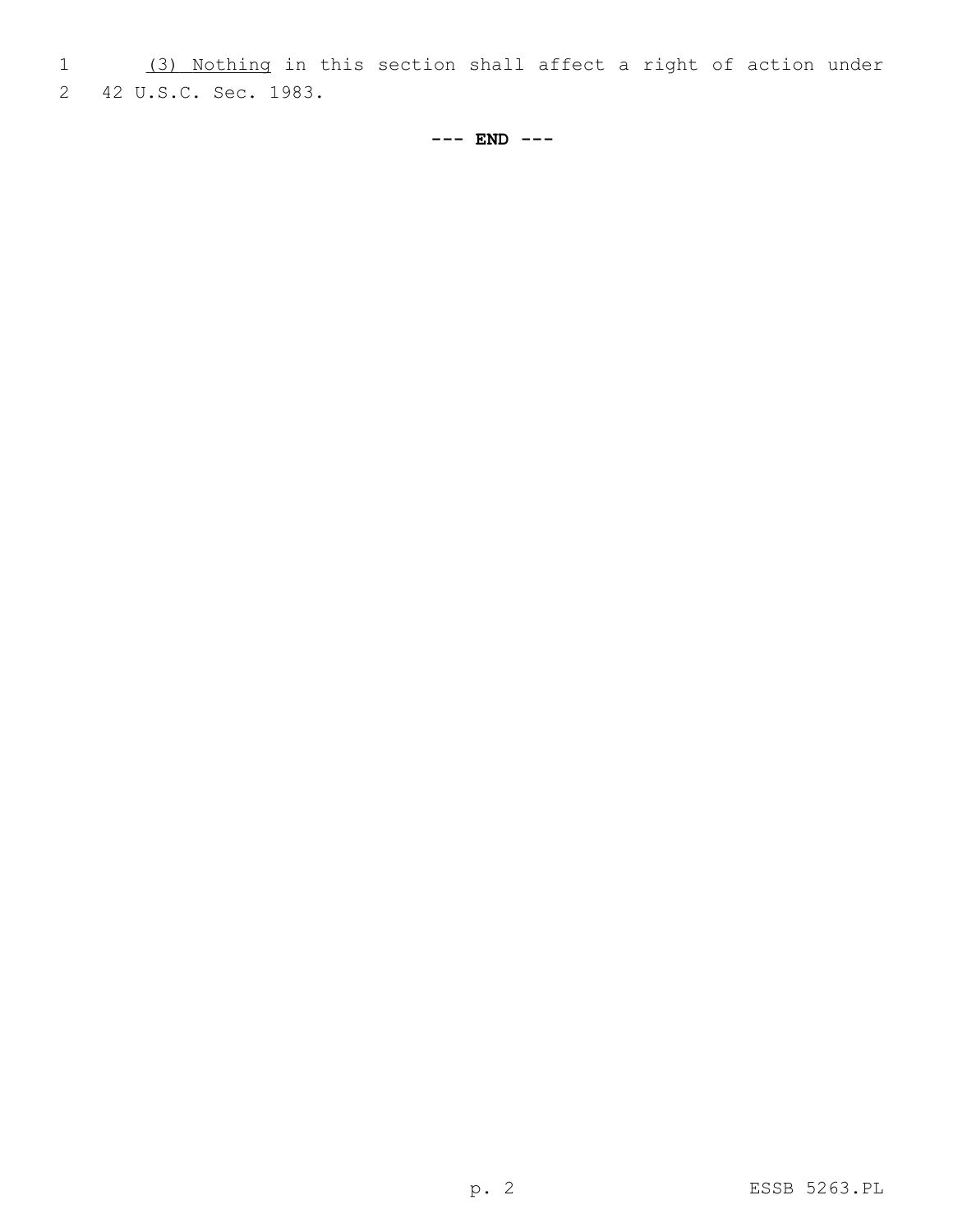(3) Nothing in this section shall affect a right of action under 42 U.S.C. Sec. 1983.

**--- END ---**